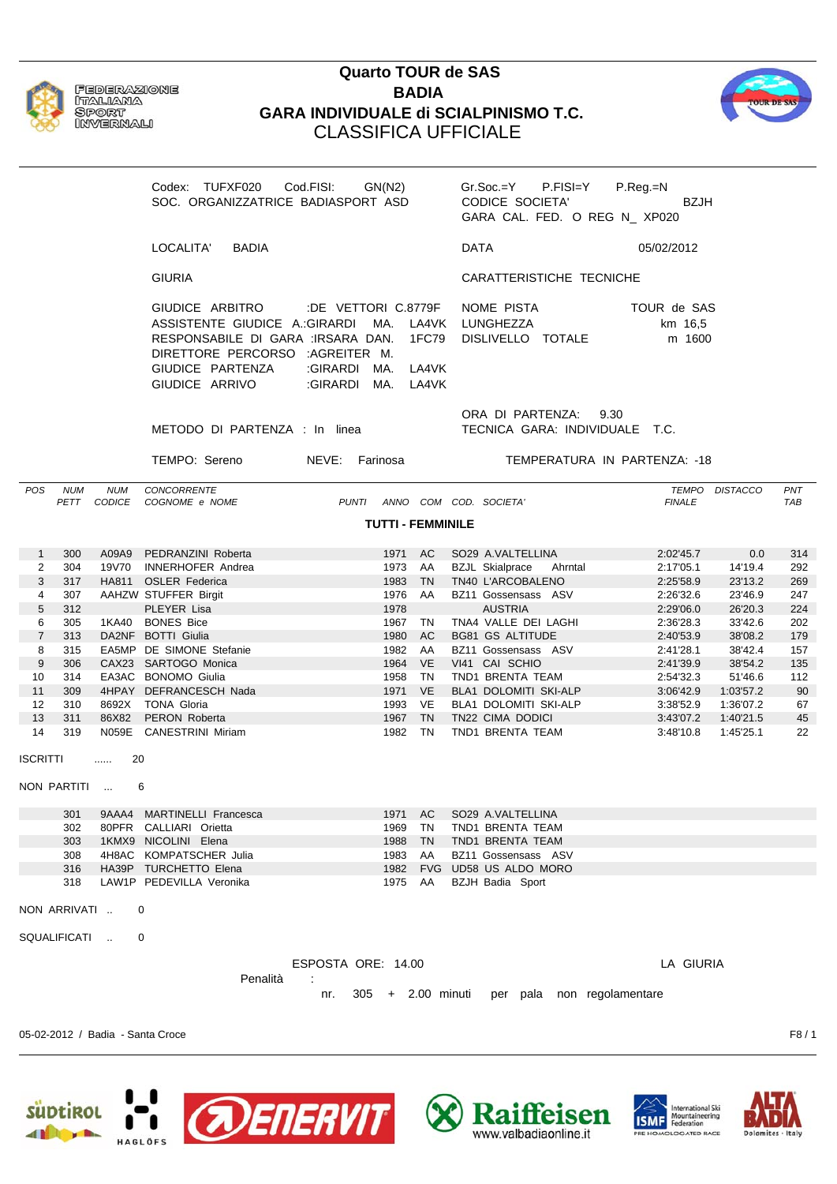# Quarto TOUR de SAS
## BADIA
## GARA INDIVIDUALE di SCIALPINISMO T.C.
## CLASSIFICA UFFICIALE

Codex: TUFXF020  Cod.FISI: GN(N2)  
SOC. ORGANIZZATRICE BADIASPORT ASD

Gr.Soc.=Y  P.FISI=Y  P.Reg.=N  
CODICE SOCIETA' BZJH  
GARA CAL. FED. O REG N_ XP020

LOCALITA' BADIA

DATA 05/02/2012

GIURIA

CARATTERISTICHE TECNICHE

GIUDICE ARBITRO :DE VETTORI C.8779F  
ASSISTENTE GIUDICE A.:GIRARDI MA. LA4VK  
RESPONSABILE DI GARA :IRSARA DAN. 1FC79  
DIRETTORE PERCORSO :AGREITER M.  
GIUDICE PARTENZA :GIRARDI MA. LA4VK  
GIUDICE ARRIVO :GIRARDI MA. LA4VK

NOME PISTA TOUR de SAS  
LUNGHEZZA km 16,5  
DISLIVELLO TOTALE m 1600

METODO DI PARTENZA : In linea

ORA DI PARTENZA: 9.30  
TECNICA GARA: INDIVIDUALE T.C.

TEMPO: Sereno  NEVE: Farinosa  TEMPERATURA IN PARTENZA: -18

### TUTTI - FEMMINILE

| POS | NUM PETT | NUM CODICE | CONCORRENTE COGNOME e NOME | PUNTI | ANNO | COM | COD. SOCIETA' | TEMPO FINALE | DISTACCO | PNT TAB |
|---|---|---|---|---|---|---|---|---|---|---|
| 1 | 300 | A09A9 | PEDRANZINI Roberta | | 1971 | AC | SO29 A.VALTELLINA | 2:02'45.7 | 0.0 | 314 |
| 2 | 304 | 19V70 | INNERHOFER Andrea | | 1973 | AA | BZJL Skialprace Ahrntal | 2:17'05.1 | 14'19.4 | 292 |
| 3 | 317 | HA811 | OSLER Federica | | 1983 | TN | TN40 L'ARCOBALENO | 2:25'58.9 | 23'13.2 | 269 |
| 4 | 307 | AAHZW | STUFFER Birgit | | 1976 | AA | BZ11 Gossensass ASV | 2:26'32.6 | 23'46.9 | 247 |
| 5 | 312 | | PLEYER Lisa | | 1978 | | AUSTRIA | 2:29'06.0 | 26'20.3 | 224 |
| 6 | 305 | 1KA40 | BONES Bice | | 1967 | TN | TNA4 VALLE DEI LAGHI | 2:36'28.3 | 33'42.6 | 202 |
| 7 | 313 | DA2NF | BOTTI Giulia | | 1980 | AC | BG81 GS ALTITUDE | 2:40'53.9 | 38'08.2 | 179 |
| 8 | 315 | EA5MP | DE SIMONE Stefanie | | 1982 | AA | BZ11 Gossensass ASV | 2:41'28.1 | 38'42.4 | 157 |
| 9 | 306 | CAX23 | SARTOGO Monica | | 1964 | VE | VI41 CAI SCHIO | 2:41'39.9 | 38'54.2 | 135 |
| 10 | 314 | EA3AC | BONOMO Giulia | | 1958 | TN | TND1 BRENTA TEAM | 2:54'32.3 | 51'46.6 | 112 |
| 11 | 309 | 4HPAY | DEFRANCESCH Nada | | 1971 | VE | BLA1 DOLOMITI SKI-ALP | 3:06'42.9 | 1:03'57.2 | 90 |
| 12 | 310 | 8692X | TONA Gloria | | 1993 | VE | BLA1 DOLOMITI SKI-ALP | 3:38'52.9 | 1:36'07.2 | 67 |
| 13 | 311 | 86X82 | PERON Roberta | | 1967 | TN | TN22 CIMA DODICI | 3:43'07.2 | 1:40'21.5 | 45 |
| 14 | 319 | N059E | CANESTRINI Miriam | | 1982 | TN | TND1 BRENTA TEAM | 3:48'10.8 | 1:45'25.1 | 22 |

ISCRITTI ...... 20

NON PARTITI ... 6

| NUM PETT | NUM CODICE | COGNOME e NOME | ANNO | COM | COD. SOCIETA' |
|---|---|---|---|---|---|
| 301 | 9AAA4 | MARTINELLI Francesca | 1971 | AC | SO29 A.VALTELLINA |
| 302 | 80PFR | CALLIARI Orietta | 1969 | TN | TND1 BRENTA TEAM |
| 303 | 1KMX9 | NICOLINI Elena | 1988 | TN | TND1 BRENTA TEAM |
| 308 | 4H8AC | KOMPATSCHER Julia | 1983 | AA | BZ11 Gossensass ASV |
| 316 | HA39P | TURCHETTO Elena | 1982 | FVG | UD58 US ALDO MORO |
| 318 | LAW1P | PEDEVILLA Veronika | 1975 | AA | BZJH Badia Sport |

NON ARRIVATI .. 0

SQUALIFICATI .. 0

ESPOSTA ORE: 14.00  LA GIURIA

Penalità :  
nr. 305 + 2.00 minuti per pala non regolamentare

05-02-2012 / Badia - Santa Croce  F8 / 1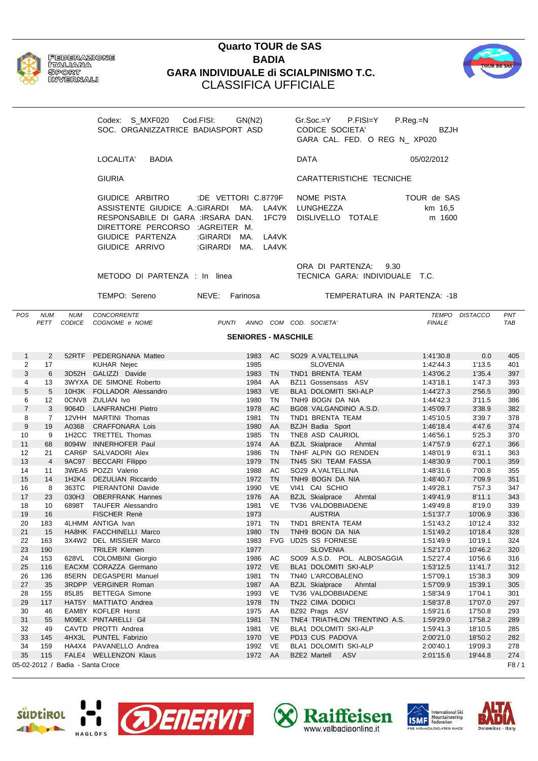# Quarto TOUR de SAS
# BADIA
# GARA INDIVIDUALE di SCIALPINISMO T.C.
## CLASSIFICA UFFICIALE

FEDERAZIONE ITALIANA SPORT INVERNALI

Codex: S_MXF020 Cod.FISI: GN(N2)
SOC. ORGANIZZATRICE BADIASPORT ASD

Gr.Soc.=Y P.FISI=Y P.Reg.=N
CODICE SOCIETA' BZJH
GARA CAL. FED. O REG N_ XP020

LOCALITA' BADIA

DATA 05/02/2012

GIURIA

CARATTERISTICHE TECNICHE

GIUDICE ARBITRO :DE VETTORI C.8779F
ASSISTENTE GIUDICE A.:GIRARDI MA. LA4VK
RESPONSABILE DI GARA :IRSARA DAN. 1FC79
DIRETTORE PERCORSO :AGREITER M.
GIUDICE PARTENZA :GIRARDI MA. LA4VK
GIUDICE ARRIVO :GIRARDI MA. LA4VK

NOME PISTA TOUR de SAS
LUNGHEZZA km 16,5
DISLIVELLO TOTALE m 1600

METODO DI PARTENZA : In linea

ORA DI PARTENZA: 9.30
TECNICA GARA: INDIVIDUALE T.C.

TEMPO: Sereno NEVE: Farinosa TEMPERATURA IN PARTENZA: -18

### SENIORES - MASCHILE

| POS | NUM PETT | NUM CODICE | CONCORRENTE COGNOME e NOME | PUNTI | ANNO | COM | COD. SOCIETA' | TEMPO FINALE | DISTACCO | PNT TAB |
|---|---|---|---|---|---|---|---|---|---|---|
| 1 | 2 | 52RTF | PEDERGNANA Matteo | | 1983 | AC | SO29 A.VALTELLINA | 1:41'30.8 | 0.0 | 405 |
| 2 | 17 | | KUHAR Nejec | | 1985 | | SLOVENIA | 1:42'44.3 | 1'13.5 | 401 |
| 3 | 6 | 3D52H | GALIZZI Davide | | 1983 | TN | TND1 BRENTA TEAM | 1:43'06.2 | 1'35.4 | 397 |
| 4 | 13 | 3WYXA | DE SIMONE Roberto | | 1984 | AA | BZ11 Gossensass ASV | 1:43'18.1 | 1'47.3 | 393 |
| 5 | 5 | 10H3K | FOLLADOR Alessandro | | 1983 | VE | BLA1 DOLOMITI SKI-ALP | 1:44'27.3 | 2'56.5 | 390 |
| 6 | 12 | 0CNV8 | ZULIAN Ivo | | 1980 | TN | TNH9 BOGN DA NIA | 1:44'42.3 | 3'11.5 | 386 |
| 7 | 3 | 9064D | LANFRANCHI Pietro | | 1978 | AC | BG08 VALGANDINO A.S.D. | 1:45'09.7 | 3'38.9 | 382 |
| 8 | 7 | 12VHH | MARTINI Thomas | | 1981 | TN | TND1 BRENTA TEAM | 1:45'10.5 | 3'39.7 | 378 |
| 9 | 19 | A0368 | CRAFFONARA Lois | | 1980 | AA | BZJH Badia Sport | 1:46'18.4 | 4'47.6 | 374 |
| 10 | 9 | 1H2CC | TRETTEL Thomas | | 1985 | TN | TNE8 ASD CAURIOL | 1:46'56.1 | 5'25.3 | 370 |
| 11 | 68 | 8094W | INNERHOFER Paul | | 1974 | AA | BZJL Skialprace Ahrntal | 1:47'57.9 | 6'27.1 | 366 |
| 12 | 21 | CAR6P | SALVADORI Alex | | 1986 | TN | TNHF ALPIN GO RENDEN | 1:48'01.9 | 6'31.1 | 363 |
| 13 | 4 | 9AC97 | BECCARI Filippo | | 1979 | TN | TN45 SKI TEAM FASSA | 1:48'30.9 | 7'00.1 | 359 |
| 14 | 11 | 3WEA5 | POZZI Valerio | | 1988 | AC | SO29 A.VALTELLINA | 1:48'31.6 | 7'00.8 | 355 |
| 15 | 14 | 1H2K4 | DEZULIAN Riccardo | | 1972 | TN | TNH9 BOGN DA NIA | 1:48'40.7 | 7'09.9 | 351 |
| 16 | 8 | 363TC | PIERANTONI Davide | | 1990 | VE | VI41 CAI SCHIO | 1:49'28.1 | 7'57.3 | 347 |
| 17 | 23 | 030H3 | OBERFRANK Hannes | | 1976 | AA | BZJL Skialprace Ahrntal | 1:49'41.9 | 8'11.1 | 343 |
| 18 | 10 | 6898T | TAUFER Alessandro | | 1981 | VE | TV36 VALDOBBIADENE | 1:49'49.8 | 8'19.0 | 339 |
| 19 | 16 | | FISCHER Renè | | 1973 | | AUSTRIA | 1:51'37.7 | 10'06.9 | 336 |
| 20 | 183 | 4LHMM | ANTIGA Ivan | | 1971 | TN | TND1 BRENTA TEAM | 1:51'43.2 | 10'12.4 | 332 |
| 21 | 15 | HA8HK | FACCHINELLI Marco | | 1980 | TN | TNH9 BOGN DA NIA | 1:51'49.2 | 10'18.4 | 328 |
| 22 | 163 | 3X4W2 | DEL MISSIER Marco | | 1983 | FVG | UD25 SS FORNESE | 1:51'49.9 | 10'19.1 | 324 |
| 23 | 190 | | TRILER Klemen | | 1977 | | SLOVENIA | 1:52'17.0 | 10'46.2 | 320 |
| 24 | 153 | 628VL | COLOMBINI Giorgio | | 1986 | AC | SO09 A.S.D. POL. ALBOSAGGIA | 1:52'27.4 | 10'56.6 | 316 |
| 25 | 116 | EACXM | CORAZZA Germano | | 1972 | VE | BLA1 DOLOMITI SKI-ALP | 1:53'12.5 | 11'41.7 | 312 |
| 26 | 136 | 85ERN | DEGASPERI Manuel | | 1981 | TN | TN40 L'ARCOBALENO | 1:57'09.1 | 15'38.3 | 309 |
| 27 | 35 | 3RDPP | VERGINER Roman | | 1987 | AA | BZJL Skialprace Ahrntal | 1:57'09.9 | 15'39.1 | 305 |
| 28 | 155 | 85L85 | BETTEGA Simone | | 1993 | VE | TV36 VALDOBBIADENE | 1:58'34.9 | 17'04.1 | 301 |
| 29 | 117 | HAT5Y | MATTIATO Andrea | | 1978 | TN | TN22 CIMA DODICI | 1:58'37.8 | 17'07.0 | 297 |
| 30 | 46 | EAM8Y | KOFLER Horst | | 1975 | AA | BZ92 Prags ASV | 1:59'21.6 | 17'50.8 | 293 |
| 31 | 55 | M09EX | PINTARELLI Gil | | 1981 | TN | TNE4 TRIATHLON TRENTINO A.S. | 1:59'29.0 | 17'58.2 | 289 |
| 32 | 49 | CAVTD | PROTTI Andrea | | 1981 | VE | BLA1 DOLOMITI SKI-ALP | 1:59'41.3 | 18'10.5 | 285 |
| 33 | 145 | 4HX3L | PUNTEL Fabrizio | | 1970 | VE | PD13 CUS PADOVA | 2:00'21.0 | 18'50.2 | 282 |
| 34 | 159 | HA4X4 | PAVANELLO Andrea | | 1992 | VE | BLA1 DOLOMITI SKI-ALP | 2:00'40.1 | 19'09.3 | 278 |
| 35 | 115 | FALE4 | WELLENZON Klaus | | 1972 | AA | BZE2 Martell ASV | 2:01'15.6 | 19'44.8 | 274 |

05-02-2012 / Badia - Santa Croce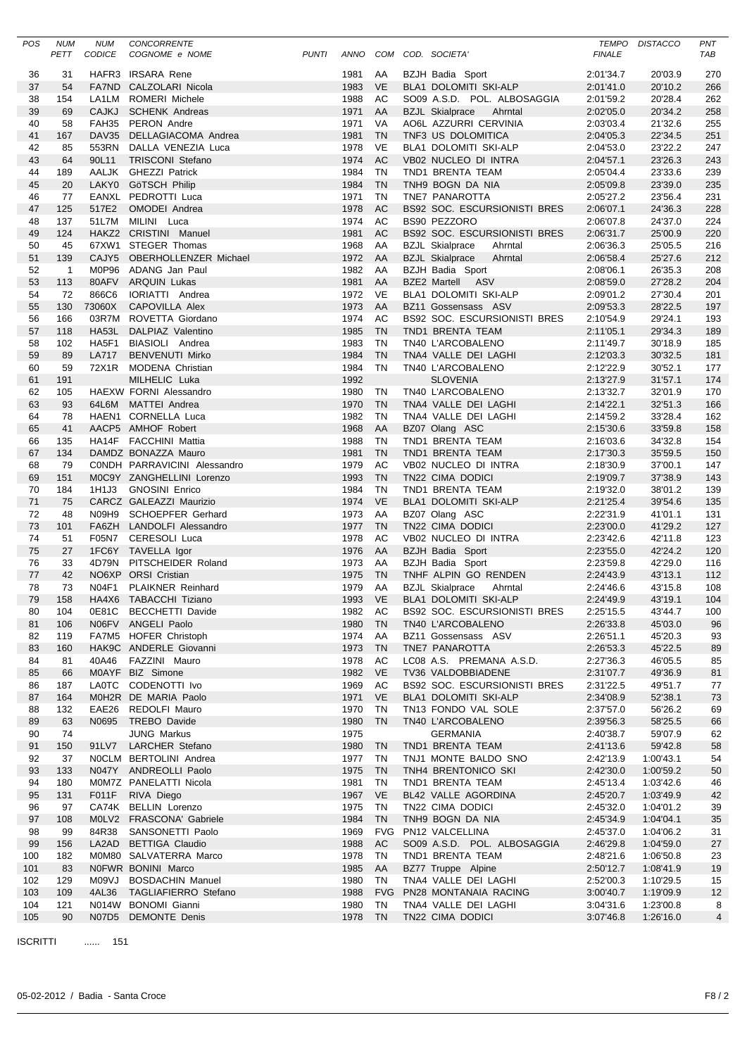| POS | NUM PETT | NUM CODICE | CONCORRENTE COGNOME e NOME | PUNTI | ANNO | COM | COD. SOCIETA' | TEMPO FINALE | DISTACCO | PNT TAB |
|---|---|---|---|---|---|---|---|---|---|---|
| 36 | 31 | HAFR3 | IRSARA Rene | | 1981 | AA | BZJH Badia Sport | 2:01'34.7 | 20'03.9 | 270 |
| 37 | 54 | FA7ND | CALZOLARI Nicola | | 1983 | VE | BLA1 DOLOMITI SKI-ALP | 2:01'41.0 | 20'10.2 | 266 |
| 38 | 154 | LA1LM | ROMERI Michele | | 1988 | AC | SO09 A.S.D. POL. ALBOSAGGIA | 2:01'59.2 | 20'28.4 | 262 |
| 39 | 69 | CAJKJ | SCHENK Andreas | | 1971 | AA | BZJL Skialprace Ahrntal | 2:02'05.0 | 20'34.2 | 258 |
| 40 | 58 | FAH35 | PERON Andre | | 1971 | VA | AO6L AZZURRI CERVINIA | 2:03'03.4 | 21'32.6 | 255 |
| 41 | 167 | DAV35 | DELLAGIACOMA Andrea | | 1981 | TN | TNF3 US DOLOMITICA | 2:04'05.3 | 22'34.5 | 251 |
| 42 | 85 | 553RN | DALLA VENEZIA Luca | | 1978 | VE | BLA1 DOLOMITI SKI-ALP | 2:04'53.0 | 23'22.2 | 247 |
| 43 | 64 | 90L11 | TRISCONI Stefano | | 1974 | AC | VB02 NUCLEO DI INTRA | 2:04'57.1 | 23'26.3 | 243 |
| 44 | 189 | AALJK | GHEZZI Patrick | | 1984 | TN | TND1 BRENTA TEAM | 2:05'04.4 | 23'33.6 | 239 |
| 45 | 20 | LAKY0 | GöTSCH Philip | | 1984 | TN | TNH9 BOGN DA NIA | 2:05'09.8 | 23'39.0 | 235 |
| 46 | 77 | EANXL | PEDROTTI Luca | | 1971 | TN | TNE7 PANAROTTA | 2:05'27.2 | 23'56.4 | 231 |
| 47 | 125 | 517E2 | OMODEI Andrea | | 1978 | AC | BS92 SOC. ESCURSIONISTI BRES | 2:06'07.1 | 24'36.3 | 228 |
| 48 | 137 | 51L7M | MILINI Luca | | 1974 | AC | BS90 PEZZORO | 2:06'07.8 | 24'37.0 | 224 |
| 49 | 124 | HAKZ2 | CRISTINI Manuel | | 1981 | AC | BS92 SOC. ESCURSIONISTI BRES | 2:06'31.7 | 25'00.9 | 220 |
| 50 | 45 | 67XW1 | STEGER Thomas | | 1968 | AA | BZJL Skialprace Ahrntal | 2:06'36.3 | 25'05.5 | 216 |
| 51 | 139 | CAJY5 | OBERHOLLENZER Michael | | 1972 | AA | BZJL Skialprace Ahrntal | 2:06'58.4 | 25'27.6 | 212 |
| 52 | 1 | M0P96 | ADANG Jan Paul | | 1982 | AA | BZJH Badia Sport | 2:08'06.1 | 26'35.3 | 208 |
| 53 | 113 | 80AFV | ARQUIN Lukas | | 1981 | AA | BZE2 Martell ASV | 2:08'59.0 | 27'28.2 | 204 |
| 54 | 72 | 866C6 | IORIATTI Andrea | | 1972 | VE | BLA1 DOLOMITI SKI-ALP | 2:09'01.2 | 27'30.4 | 201 |
| 55 | 130 | 73060X | CAPOVILLA Alex | | 1973 | AA | BZ11 Gossensass ASV | 2:09'53.3 | 28'22.5 | 197 |
| 56 | 166 | 03R7M | ROVETTA Giordano | | 1974 | AC | BS92 SOC. ESCURSIONISTI BRES | 2:10'54.9 | 29'24.1 | 193 |
| 57 | 118 | HA53L | DALPIAZ Valentino | | 1985 | TN | TND1 BRENTA TEAM | 2:11'05.1 | 29'34.3 | 189 |
| 58 | 102 | HA5F1 | BIASIOLI Andrea | | 1983 | TN | TN40 L'ARCOBALENO | 2:11'49.7 | 30'18.9 | 185 |
| 59 | 89 | LA717 | BENVENUTI Mirko | | 1984 | TN | TNA4 VALLE DEI LAGHI | 2:12'03.3 | 30'32.5 | 181 |
| 60 | 59 | 72X1R | MODENA Christian | | 1984 | TN | TN40 L'ARCOBALENO | 2:12'22.9 | 30'52.1 | 177 |
| 61 | 191 | | MILHELIC Luka | | 1992 | | SLOVENIA | 2:13'27.9 | 31'57.1 | 174 |
| 62 | 105 | HAEXW | FORNI Alessandro | | 1980 | TN | TN40 L'ARCOBALENO | 2:13'32.7 | 32'01.9 | 170 |
| 63 | 93 | 64L6M | MATTEI Andrea | | 1970 | TN | TNA4 VALLE DEI LAGHI | 2:14'22.1 | 32'51.3 | 166 |
| 64 | 78 | HAEN1 | CORNELLA Luca | | 1982 | TN | TNA4 VALLE DEI LAGHI | 2:14'59.2 | 33'28.4 | 162 |
| 65 | 41 | AACP5 | AMHOF Robert | | 1968 | AA | BZ07 Olang ASC | 2:15'30.6 | 33'59.8 | 158 |
| 66 | 135 | HA14F | FACCHINI Mattia | | 1988 | TN | TND1 BRENTA TEAM | 2:16'03.6 | 34'32.8 | 154 |
| 67 | 134 | DAMDZ | BONAZZA Mauro | | 1981 | TN | TND1 BRENTA TEAM | 2:17'30.3 | 35'59.5 | 150 |
| 68 | 79 | C0NDH | PARRAVICINI Alessandro | | 1979 | AC | VB02 NUCLEO DI INTRA | 2:18'30.9 | 37'00.1 | 147 |
| 69 | 151 | M0C9Y | ZANGHELLINI Lorenzo | | 1993 | TN | TN22 CIMA DODICI | 2:19'09.7 | 37'38.9 | 143 |
| 70 | 184 | 1H1J3 | GNOSINI Enrico | | 1984 | TN | TND1 BRENTA TEAM | 2:19'32.0 | 38'01.2 | 139 |
| 71 | 75 | CARCZ | GALEAZZI Maurizio | | 1974 | VE | BLA1 DOLOMITI SKI-ALP | 2:21'25.4 | 39'54.6 | 135 |
| 72 | 48 | N09H9 | SCHOEPFER Gerhard | | 1973 | AA | BZ07 Olang ASC | 2:22'31.9 | 41'01.1 | 131 |
| 73 | 101 | FA6ZH | LANDOLFI Alessandro | | 1977 | TN | TN22 CIMA DODICI | 2:23'00.0 | 41'29.2 | 127 |
| 74 | 51 | F05N7 | CERESOLI Luca | | 1978 | AC | VB02 NUCLEO DI INTRA | 2:23'42.6 | 42'11.8 | 123 |
| 75 | 27 | 1FC6Y | TAVELLA Igor | | 1976 | AA | BZJH Badia Sport | 2:23'55.0 | 42'24.2 | 120 |
| 76 | 33 | 4D79N | PITSCHEIDER Roland | | 1973 | AA | BZJH Badia Sport | 2:23'59.8 | 42'29.0 | 116 |
| 77 | 42 | NO6XP | ORSI Cristian | | 1975 | TN | TNHF ALPIN GO RENDEN | 2:24'43.9 | 43'13.1 | 112 |
| 78 | 73 | N04F1 | PLAIKNER Reinhard | | 1979 | AA | BZJL Skialprace Ahrntal | 2:24'46.6 | 43'15.8 | 108 |
| 79 | 158 | HA4X6 | TABACCHI Tiziano | | 1993 | VE | BLA1 DOLOMITI SKI-ALP | 2:24'49.9 | 43'19.1 | 104 |
| 80 | 104 | 0E81C | BECCHETTI Davide | | 1982 | AC | BS92 SOC. ESCURSIONISTI BRES | 2:25'15.5 | 43'44.7 | 100 |
| 81 | 106 | N06FV | ANGELI Paolo | | 1980 | TN | TN40 L'ARCOBALENO | 2:26'33.8 | 45'03.0 | 96 |
| 82 | 119 | FA7M5 | HOFER Christoph | | 1974 | AA | BZ11 Gossensass ASV | 2:26'51.1 | 45'20.3 | 93 |
| 83 | 160 | HAK9C | ANDERLE Giovanni | | 1973 | TN | TNE7 PANAROTTA | 2:26'53.3 | 45'22.5 | 89 |
| 84 | 81 | 40A46 | FAZZINI Mauro | | 1978 | AC | LC08 A.S. PREMANA A.S.D. | 2:27'36.3 | 46'05.5 | 85 |
| 85 | 66 | M0AYF | BIZ Simone | | 1982 | VE | TV36 VALDOBBIADENE | 2:31'07.7 | 49'36.9 | 81 |
| 86 | 187 | LA0TC | CODENOTTI Ivo | | 1969 | AC | BS92 SOC. ESCURSIONISTI BRES | 2:31'22.5 | 49'51.7 | 77 |
| 87 | 164 | M0H2R | DE MARIA Paolo | | 1971 | VE | BLA1 DOLOMITI SKI-ALP | 2:34'08.9 | 52'38.1 | 73 |
| 88 | 132 | EAE26 | REDOLFI Mauro | | 1970 | TN | TN13 FONDO VAL SOLE | 2:37'57.0 | 56'26.2 | 69 |
| 89 | 63 | N0695 | TREBO Davide | | 1980 | TN | TN40 L'ARCOBALENO | 2:39'56.3 | 58'25.5 | 66 |
| 90 | 74 | | JUNG Markus | | 1975 | | GERMANIA | 2:40'38.7 | 59'07.9 | 62 |
| 91 | 150 | 91LV7 | LARCHER Stefano | | 1980 | TN | TND1 BRENTA TEAM | 2:41'13.6 | 59'42.8 | 58 |
| 92 | 37 | N0CLM | BERTOLINI Andrea | | 1977 | TN | TNJ1 MONTE BALDO SNO | 2:42'13.9 | 1:00'43.1 | 54 |
| 93 | 133 | N047Y | ANDREOLLI Paolo | | 1975 | TN | TNH4 BRENTONICO SKI | 2:42'30.0 | 1:00'59.2 | 50 |
| 94 | 180 | M0M7Z | PANELATTI Nicola | | 1981 | TN | TND1 BRENTA TEAM | 2:45'13.4 | 1:03'42.6 | 46 |
| 95 | 131 | F011F | RIVA Diego | | 1967 | VE | BL42 VALLE AGORDINA | 2:45'20.7 | 1:03'49.9 | 42 |
| 96 | 97 | CA74K | BELLIN Lorenzo | | 1975 | TN | TN22 CIMA DODICI | 2:45'32.0 | 1:04'01.2 | 39 |
| 97 | 108 | M0LV2 | FRASCONA' Gabriele | | 1984 | TN | TNH9 BOGN DA NIA | 2:45'34.9 | 1:04'04.1 | 35 |
| 98 | 99 | 84R38 | SANSONETTI Paolo | | 1969 | FVG | PN12 VALCELLINA | 2:45'37.0 | 1:04'06.2 | 31 |
| 99 | 156 | LA2AD | BETTIGA Claudio | | 1988 | AC | SO09 A.S.D. POL. ALBOSAGGIA | 2:46'29.8 | 1:04'59.0 | 27 |
| 100 | 182 | M0M80 | SALVATERRA Marco | | 1978 | TN | TND1 BRENTA TEAM | 2:48'21.6 | 1:06'50.8 | 23 |
| 101 | 83 | N0FWR | BONINI Marco | | 1985 | AA | BZ77 Truppe Alpine | 2:50'12.7 | 1:08'41.9 | 19 |
| 102 | 129 | M09VJ | BOSDACHIN Manuel | | 1980 | TN | TNA4 VALLE DEI LAGHI | 2:52'00.3 | 1:10'29.5 | 15 |
| 103 | 109 | 4AL36 | TAGLIAFIERRO Stefano | | 1988 | FVG | PN28 MONTANAIA RACING | 3:00'40.7 | 1:19'09.9 | 12 |
| 104 | 121 | N014W | BONOMI Gianni | | 1980 | TN | TNA4 VALLE DEI LAGHI | 3:04'31.6 | 1:23'00.8 | 8 |
| 105 | 90 | N07D5 | DEMONTE Denis | | 1978 | TN | TN22 CIMA DODICI | 3:07'46.8 | 1:26'16.0 | 4 |

ISCRITTI ...... 151

05-02-2012 / Badia - Santa Croce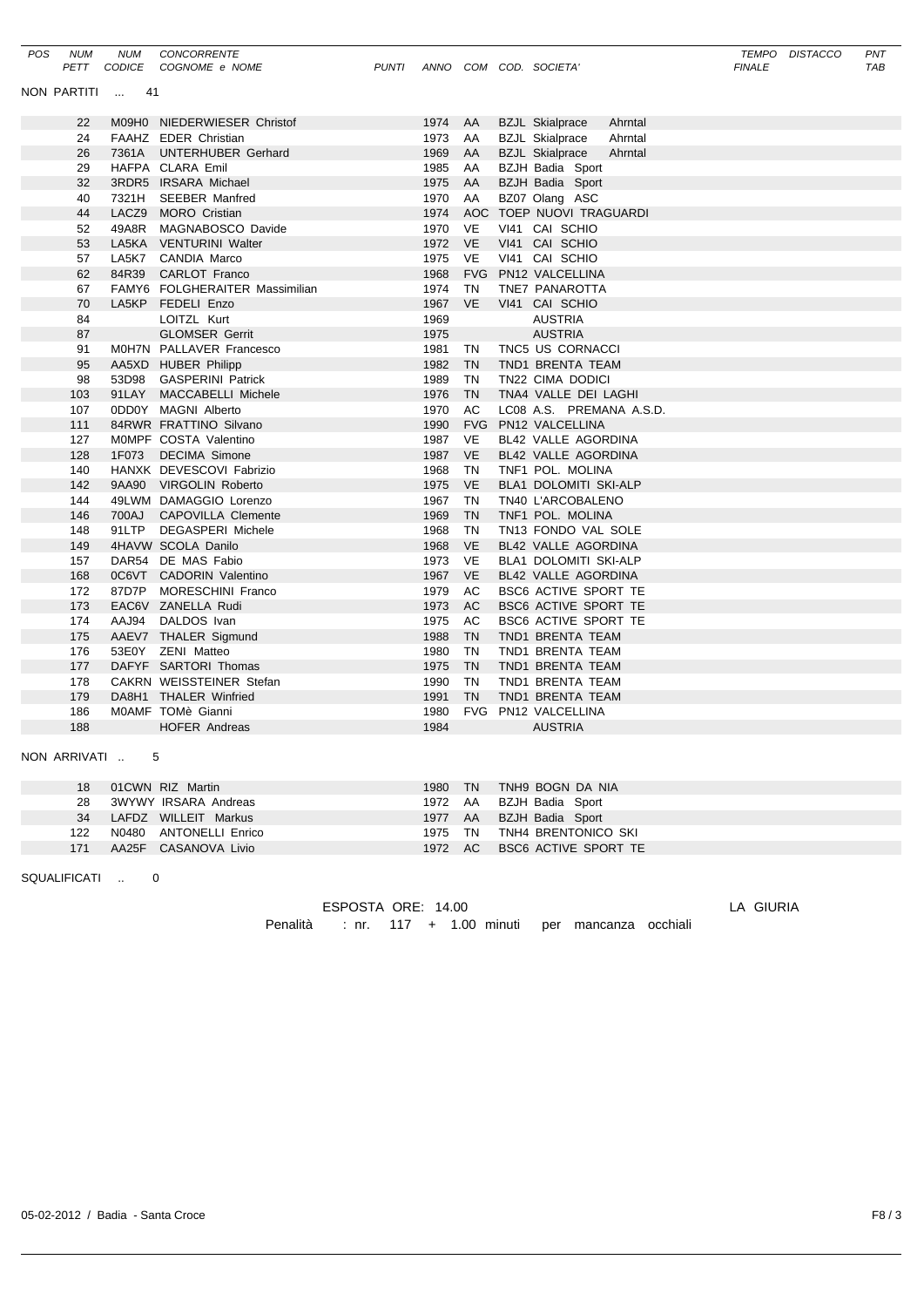| POS | NUM PETT | NUM CODICE | CONCORRENTE COGNOME e NOME | PUNTI | ANNO | COM | COD. SOCIETA' | TEMPO FINALE | DISTACCO | PNT TAB |
|---|---|---|---|---|---|---|---|---|---|---|

NON PARTITI ... 41

| NUM PETT | NUM CODICE | COGNOME e NOME | ANNO | COM | COD. SOCIETA' |
|---|---|---|---|---|---|
| 22 | M09H0 | NIEDERWIESER Christof | 1974 | AA | BZJL Skialprace Ahrntal |
| 24 | FAAHZ | EDER Christian | 1973 | AA | BZJL Skialprace Ahrntal |
| 26 | 7361A | UNTERHUBER Gerhard | 1969 | AA | BZJL Skialprace Ahrntal |
| 29 | HAFPA | CLARA Emil | 1985 | AA | BZJH Badia Sport |
| 32 | 3RDR5 | IRSARA Michael | 1975 | AA | BZJH Badia Sport |
| 40 | 7321H | SEEBER Manfred | 1970 | AA | BZ07 Olang ASC |
| 44 | LACZ9 | MORO Cristian | 1974 | AOC | TOEP NUOVI TRAGUARDI |
| 52 | 49A8R | MAGNABOSCO Davide | 1970 | VE | VI41 CAI SCHIO |
| 53 | LA5KA | VENTURINI Walter | 1972 | VE | VI41 CAI SCHIO |
| 57 | LA5K7 | CANDIA Marco | 1975 | VE | VI41 CAI SCHIO |
| 62 | 84R39 | CARLOT Franco | 1968 | FVG | PN12 VALCELLINA |
| 67 | FAMY6 | FOLGHERAITER Massimilian | 1974 | TN | TNE7 PANAROTTA |
| 70 | LA5KP | FEDELI Enzo | 1967 | VE | VI41 CAI SCHIO |
| 84 | | LOITZL Kurt | 1969 | | AUSTRIA |
| 87 | | GLOMSER Gerrit | 1975 | | AUSTRIA |
| 91 | M0H7N | PALLAVER Francesco | 1981 | TN | TNC5 US CORNACCI |
| 95 | AA5XD | HUBER Philipp | 1982 | TN | TND1 BRENTA TEAM |
| 98 | 53D98 | GASPERINI Patrick | 1989 | TN | TN22 CIMA DODICI |
| 103 | 91LAY | MACCABELLI Michele | 1976 | TN | TNA4 VALLE DEI LAGHI |
| 107 | 0DD0Y | MAGNI Alberto | 1970 | AC | LC08 A.S. PREMANA A.S.D. |
| 111 | 84RWR | FRATTINO Silvano | 1990 | FVG | PN12 VALCELLINA |
| 127 | M0MPF | COSTA Valentino | 1987 | VE | BL42 VALLE AGORDINA |
| 128 | 1F073 | DECIMA Simone | 1987 | VE | BL42 VALLE AGORDINA |
| 140 | HANXK | DEVESCOVI Fabrizio | 1968 | TN | TNF1 POL. MOLINA |
| 142 | 9AA90 | VIRGOLIN Roberto | 1975 | VE | BLA1 DOLOMITI SKI-ALP |
| 144 | 49LWM | DAMAGGIO Lorenzo | 1967 | TN | TN40 L'ARCOBALENO |
| 146 | 700AJ | CAPOVILLA Clemente | 1969 | TN | TNF1 POL. MOLINA |
| 148 | 91LTP | DEGASPERI Michele | 1968 | TN | TN13 FONDO VAL SOLE |
| 149 | 4HAVW | SCOLA Danilo | 1968 | VE | BL42 VALLE AGORDINA |
| 157 | DAR54 | DE MAS Fabio | 1973 | VE | BLA1 DOLOMITI SKI-ALP |
| 168 | 0C6VT | CADORIN Valentino | 1967 | VE | BL42 VALLE AGORDINA |
| 172 | 87D7P | MORESCHINI Franco | 1979 | AC | BSC6 ACTIVE SPORT TE |
| 173 | EAC6V | ZANELLA Rudi | 1973 | AC | BSC6 ACTIVE SPORT TE |
| 174 | AAJ94 | DALDOS Ivan | 1975 | AC | BSC6 ACTIVE SPORT TE |
| 175 | AAEV7 | THALER Sigmund | 1988 | TN | TND1 BRENTA TEAM |
| 176 | 53E0Y | ZENI Matteo | 1980 | TN | TND1 BRENTA TEAM |
| 177 | DAFYF | SARTORI Thomas | 1975 | TN | TND1 BRENTA TEAM |
| 178 | CAKRN | WEISSTEINER Stefan | 1990 | TN | TND1 BRENTA TEAM |
| 179 | DA8H1 | THALER Winfried | 1991 | TN | TND1 BRENTA TEAM |
| 186 | M0AMF | TOMè Gianni | 1980 | FVG | PN12 VALCELLINA |
| 188 | | HOFER Andreas | 1984 | | AUSTRIA |

NON ARRIVATI .. 5

| NUM PETT | NUM CODICE | COGNOME e NOME | ANNO | COM | COD. SOCIETA' |
|---|---|---|---|---|---|
| 18 | 01CWN | RIZ Martin | 1980 | TN | TNH9 BOGN DA NIA |
| 28 | 3WYWY | IRSARA Andreas | 1972 | AA | BZJH Badia Sport |
| 34 | LAFDZ | WILLEIT Markus | 1977 | AA | BZJH Badia Sport |
| 122 | N0480 | ANTONELLI Enrico | 1975 | TN | TNH4 BRENTONICO SKI |
| 171 | AA25F | CASANOVA Livio | 1972 | AC | BSC6 ACTIVE SPORT TE |

SQUALIFICATI .. 0

ESPOSTA ORE: 14.00

LA GIURIA

Penalità : nr. 117 + 1.00 minuti per mancanza occhiali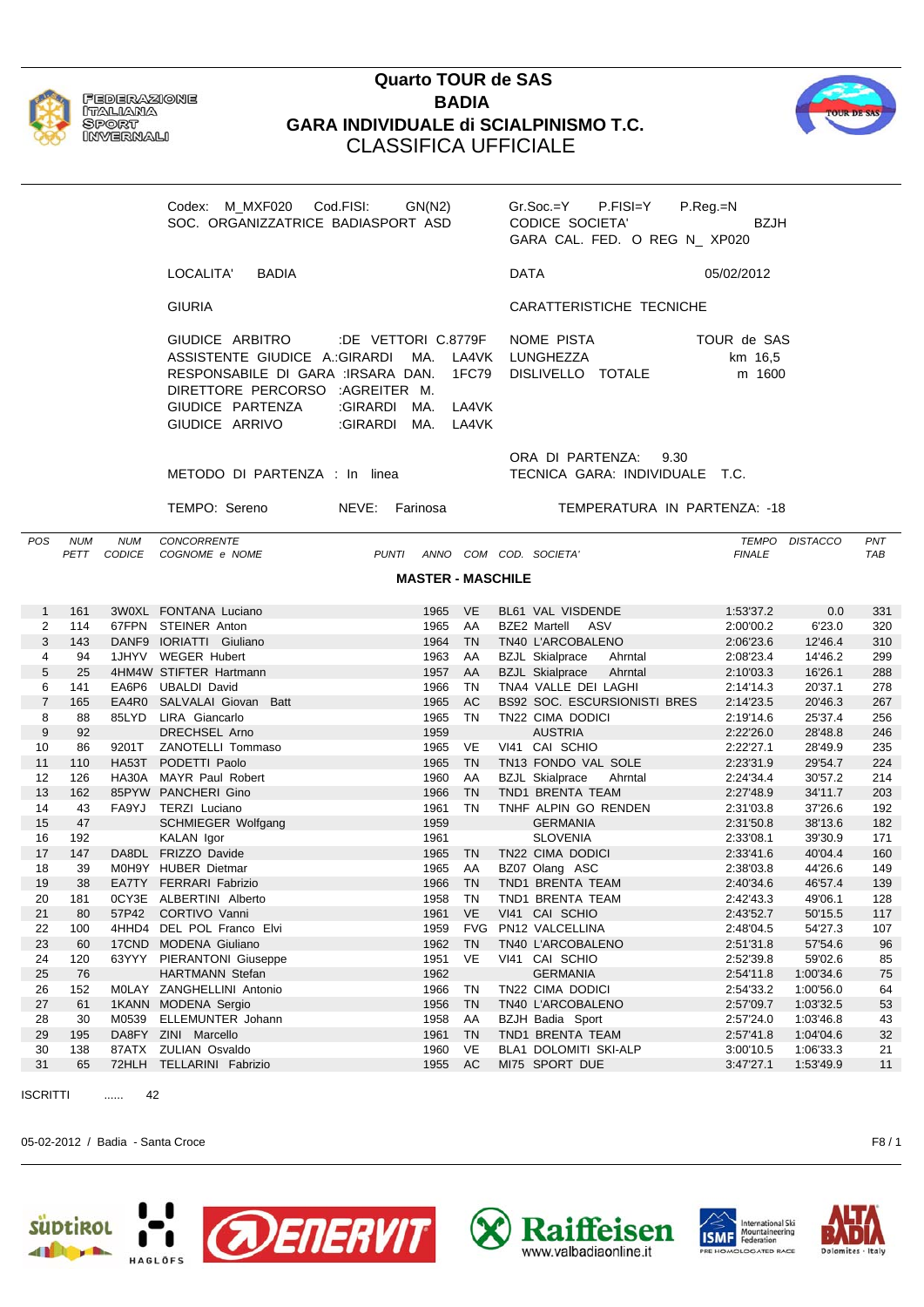# Quarto TOUR de SAS
# BADIA
## GARA INDIVIDUALE di SCIALPINISMO T.C.
## CLASSIFICA UFFICIALE

FEDERAZIONE ITALIANA SPORT INVERNALI

Codex: M_MXF020 Cod.FISI: GN(N2)
SOC. ORGANIZZATRICE BADIASPORT ASD

Gr.Soc.=Y P.FISI=Y P.Reg.=N
CODICE SOCIETA' BZJH
GARA CAL. FED. O REG N_ XP020

LOCALITA' BADIA

DATA 05/02/2012

GIURIA

CARATTERISTICHE TECNICHE

GIUDICE ARBITRO :DE VETTORI C.8779F
ASSISTENTE GIUDICE A.:GIRARDI MA. LA4VK
RESPONSABILE DI GARA :IRSARA DAN. 1FC79
DIRETTORE PERCORSO :AGREITER M.
GIUDICE PARTENZA :GIRARDI MA. LA4VK
GIUDICE ARRIVO :GIRARDI MA. LA4VK

NOME PISTA TOUR de SAS
LUNGHEZZA km 16,5
DISLIVELLO TOTALE m 1600

ORA DI PARTENZA: 9.30
METODO DI PARTENZA : In linea
TECNICA GARA: INDIVIDUALE T.C.

TEMPO: Sereno NEVE: Farinosa TEMPERATURA IN PARTENZA: -18

### MASTER - MASCHILE

| POS | NUM PETT | NUM CODICE | CONCORRENTE COGNOME e NOME | PUNTI | ANNO | COM | COD. SOCIETA' | TEMPO FINALE | DISTACCO | PNT TAB |
|---|---|---|---|---|---|---|---|---|---|---|
| 1 | 161 | 3W0XL | FONTANA Luciano | | 1965 | VE | BL61 VAL VISDENDE | 1:53'37.2 | 0.0 | 331 |
| 2 | 114 | 67FPN | STEINER Anton | | 1965 | AA | BZE2 Martell ASV | 2:00'00.2 | 6'23.0 | 320 |
| 3 | 143 | DANF9 | IORIATTI Giuliano | | 1964 | TN | TN40 L'ARCOBALENO | 2:06'23.6 | 12'46.4 | 310 |
| 4 | 94 | 1JHYV | WEGER Hubert | | 1963 | AA | BZJL Skialprace Ahrntal | 2:08'23.4 | 14'46.2 | 299 |
| 5 | 25 | 4HM4W | STIFTER Hartmann | | 1957 | AA | BZJL Skialprace Ahrntal | 2:10'03.3 | 16'26.1 | 288 |
| 6 | 141 | EA6P6 | UBALDI David | | 1966 | TN | TNA4 VALLE DEI LAGHI | 2:14'14.3 | 20'37.1 | 278 |
| 7 | 165 | EA4R0 | SALVALAI Giovan Batt | | 1965 | AC | BS92 SOC. ESCURSIONISTI BRES | 2:14'23.5 | 20'46.3 | 267 |
| 8 | 88 | 85LYD | LIRA Giancarlo | | 1965 | TN | TN22 CIMA DODICI | 2:19'14.6 | 25'37.4 | 256 |
| 9 | 92 | | DRECHSEL Arno | | 1959 | | AUSTRIA | 2:22'26.0 | 28'48.8 | 246 |
| 10 | 86 | 9201T | ZANOTELLI Tommaso | | 1965 | VE | VI41 CAI SCHIO | 2:22'27.1 | 28'49.9 | 235 |
| 11 | 110 | HA53T | PODETTI Paolo | | 1965 | TN | TN13 FONDO VAL SOLE | 2:23'31.9 | 29'54.7 | 224 |
| 12 | 126 | HA30A | MAYR Paul Robert | | 1960 | AA | BZJL Skialprace Ahrntal | 2:24'34.4 | 30'57.2 | 214 |
| 13 | 162 | 85PYW | PANCHERI Gino | | 1966 | TN | TND1 BRENTA TEAM | 2:27'48.9 | 34'11.7 | 203 |
| 14 | 43 | FA9YJ | TERZI Luciano | | 1961 | TN | TNHF ALPIN GO RENDEN | 2:31'03.8 | 37'26.6 | 192 |
| 15 | 47 | | SCHMIEGER Wolfgang | | 1959 | | GERMANIA | 2:31'50.8 | 38'13.6 | 182 |
| 16 | 192 | | KALAN Igor | | 1961 | | SLOVENIA | 2:33'08.1 | 39'30.9 | 171 |
| 17 | 147 | DA8DL | FRIZZO Davide | | 1965 | TN | TN22 CIMA DODICI | 2:33'41.6 | 40'04.4 | 160 |
| 18 | 39 | M0H9Y | HUBER Dietmar | | 1965 | AA | BZ07 Olang ASC | 2:38'03.8 | 44'26.6 | 149 |
| 19 | 38 | EA7TY | FERRARI Fabrizio | | 1966 | TN | TND1 BRENTA TEAM | 2:40'34.6 | 46'57.4 | 139 |
| 20 | 181 | 0CY3E | ALBERTINI Alberto | | 1958 | TN | TND1 BRENTA TEAM | 2:42'43.3 | 49'06.1 | 128 |
| 21 | 80 | 57P42 | CORTIVO Vanni | | 1961 | VE | VI41 CAI SCHIO | 2:43'52.7 | 50'15.5 | 117 |
| 22 | 100 | 4HHD4 | DEL POL Franco Elvi | | 1959 | FVG | PN12 VALCELLINA | 2:48'04.5 | 54'27.3 | 107 |
| 23 | 60 | 17CND | MODENA Giuliano | | 1962 | TN | TN40 L'ARCOBALENO | 2:51'31.8 | 57'54.6 | 96 |
| 24 | 120 | 63YYY | PIERANTONI Giuseppe | | 1951 | VE | VI41 CAI SCHIO | 2:52'39.8 | 59'02.6 | 85 |
| 25 | 76 | | HARTMANN Stefan | | 1962 | | GERMANIA | 2:54'11.8 | 1:00'34.6 | 75 |
| 26 | 152 | M0LAY | ZANGHELLINI Antonio | | 1966 | TN | TN22 CIMA DODICI | 2:54'33.2 | 1:00'56.0 | 64 |
| 27 | 61 | 1KANN | MODENA Sergio | | 1956 | TN | TN40 L'ARCOBALENO | 2:57'09.7 | 1:03'32.5 | 53 |
| 28 | 30 | M0539 | ELLEMUNTER Johann | | 1958 | AA | BZJH Badia Sport | 2:57'24.0 | 1:03'46.8 | 43 |
| 29 | 195 | DA8FY | ZINI Marcello | | 1961 | TN | TND1 BRENTA TEAM | 2:57'41.8 | 1:04'04.6 | 32 |
| 30 | 138 | 87ATX | ZULIAN Osvaldo | | 1960 | VE | BLA1 DOLOMITI SKI-ALP | 3:00'10.5 | 1:06'33.3 | 21 |
| 31 | 65 | 72HLH | TELLARINI Fabrizio | | 1955 | AC | MI75 SPORT DUE | 3:47'27.1 | 1:53'49.9 | 11 |

ISCRITTI ...... 42

05-02-2012 / Badia - Santa Croce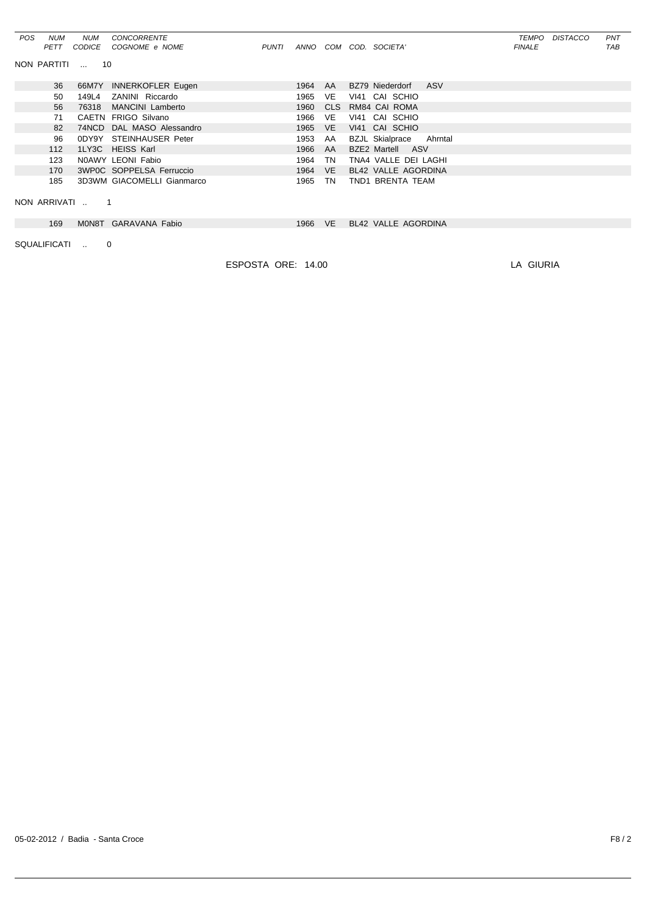| POS | NUM PETT | NUM CODICE | CONCORRENTE COGNOME e NOME | PUNTI | ANNO | COM | COD. SOCIETA' | TEMPO FINALE | DISTACCO | PNT TAB |
|---|---|---|---|---|---|---|---|---|---|---|

NON PARTITI ... 10

| | | | | | | | | | | |
|---|---|---|---|---|---|---|---|---|---|---|
| | 36 | 66M7Y | INNERKOFLER Eugen | | 1964 | AA | BZ79 Niederdorf ASV | | | |
| | 50 | 149L4 | ZANINI Riccardo | | 1965 | VE | VI41 CAI SCHIO | | | |
| | 56 | 76318 | MANCINI Lamberto | | 1960 | CLS | RM84 CAI ROMA | | | |
| | 71 | CAETN | FRIGO Silvano | | 1966 | VE | VI41 CAI SCHIO | | | |
| | 82 | 74NCD | DAL MASO Alessandro | | 1965 | VE | VI41 CAI SCHIO | | | |
| | 96 | 0DY9Y | STEINHAUSER Peter | | 1953 | AA | BZJL Skialprace Ahrntal | | | |
| | 112 | 1LY3C | HEISS Karl | | 1966 | AA | BZE2 Martell ASV | | | |
| | 123 | N0AWY | LEONI Fabio | | 1964 | TN | TNA4 VALLE DEI LAGHI | | | |
| | 170 | 3WP0C | SOPPELSA Ferruccio | | 1964 | VE | BL42 VALLE AGORDINA | | | |
| | 185 | 3D3WM | GIACOMELLI Gianmarco | | 1965 | TN | TND1 BRENTA TEAM | | | |

NON ARRIVATI .. 1

| | | | | | | | | | | |
|---|---|---|---|---|---|---|---|---|---|---|
| | 169 | M0N8T | GARAVANA Fabio | | 1966 | VE | BL42 VALLE AGORDINA | | | |

SQUALIFICATI .. 0

ESPOSTA ORE: 14.00

LA GIURIA

05-02-2012 / Badia - Santa Croce